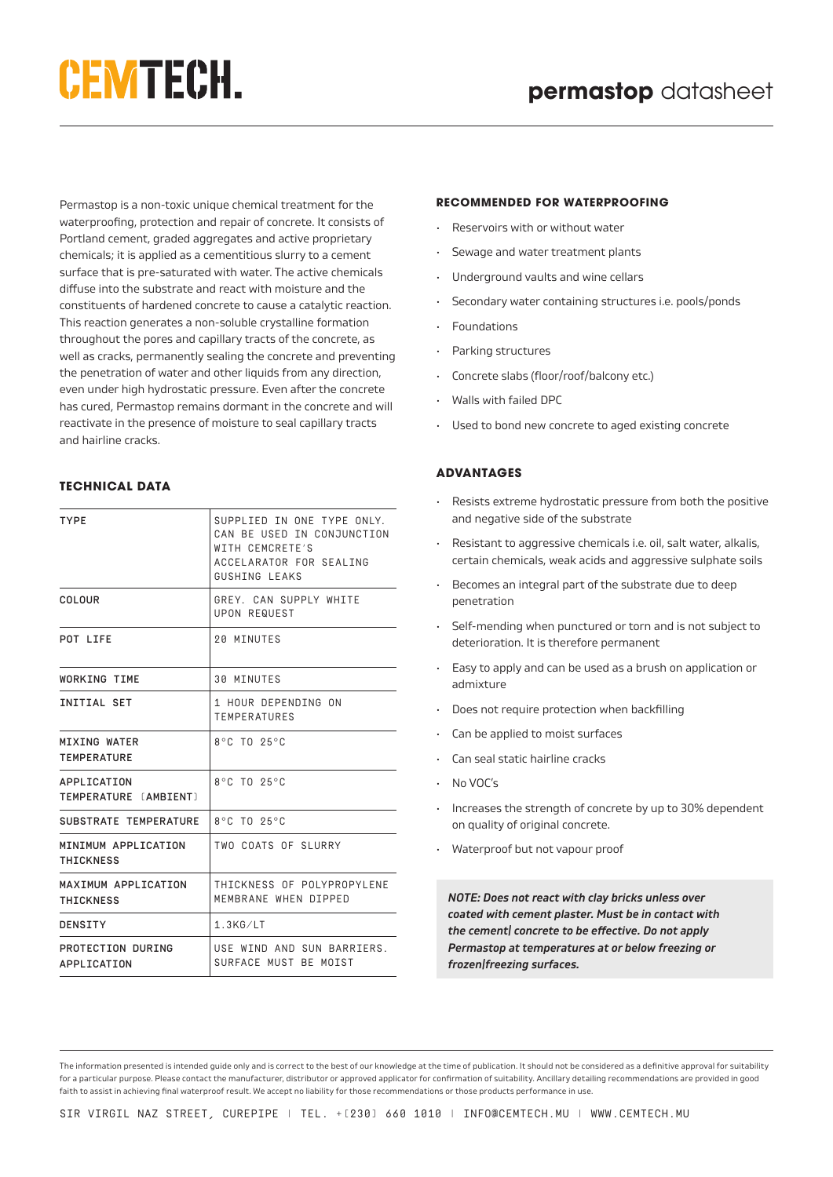# CEMTECH.

## **permastop** datasheet

Permastop is a non-toxic unique chemical treatment for the waterproofing, protection and repair of concrete. It consists of Portland cement, graded aggregates and active proprietary chemicals; it is applied as a cementitious slurry to a cement surface that is pre-saturated with water. The active chemicals diffuse into the substrate and react with moisture and the constituents of hardened concrete to cause a catalytic reaction. This reaction generates a non-soluble crystalline formation throughout the pores and capillary tracts of the concrete, as well as cracks, permanently sealing the concrete and preventing the penetration of water and other liquids from any direction, even under high hydrostatic pressure. Even after the concrete has cured, Permastop remains dormant in the concrete and will reactivate in the presence of moisture to seal capillary tracts and hairline cracks.

### TECHNICAL DATA

| TYPE | SUPPLIED IN ONE TYPE ONLY. CAN BE USED IN CONJUNCTION WITH CEMCRETE'S ACCELARATOR FOR SEALING GUSHING LEAKS |
|---|---|
| COLOUR | GREY. CAN SUPPLY WHITE UPON REQUEST |
| POT LIFE | 20 MINUTES |
| WORKING TIME | 30 MINUTES |
| INITIAL SET | 1 HOUR DEPENDING ON TEMPERATURES |
| MIXING WATER TEMPERATURE | 8°C TO 25°C |
| APPLICATION TEMPERATURE (AMBIENT) | 8°C TO 25°C |
| SUBSTRATE TEMPERATURE | 8°C TO 25°C |
| MINIMUM APPLICATION THICKNESS | TWO COATS OF SLURRY |
| MAXIMUM APPLICATION THICKNESS | THICKNESS OF POLYPROPYLENE MEMBRANE WHEN DIPPED |
| DENSITY | 1.3KG/LT |
| PROTECTION DURING APPLICATION | USE WIND AND SUN BARRIERS. SURFACE MUST BE MOIST |

### RECOMMENDED FOR WATERPROOFING

- Reservoirs with or without water
- Sewage and water treatment plants
- Underground vaults and wine cellars
- Secondary water containing structures i.e. pools/ponds
- Foundations
- Parking structures
- Concrete slabs (floor/roof/balcony etc.)
- Walls with failed DPC
- Used to bond new concrete to aged existing concrete

### ADVANTAGES

- Resists extreme hydrostatic pressure from both the positive and negative side of the substrate
- Resistant to aggressive chemicals i.e. oil, salt water, alkalis, certain chemicals, weak acids and aggressive sulphate soils
- Becomes an integral part of the substrate due to deep penetration
- Self-mending when punctured or torn and is not subject to deterioration. It is therefore permanent
- Easy to apply and can be used as a brush on application or admixture
- Does not require protection when backfilling
- Can be applied to moist surfaces
- Can seal static hairline cracks
- No VOC's
- Increases the strength of concrete by up to 30% dependent on quality of original concrete.
- Waterproof but not vapour proof

***NOTE: Does not react with clay bricks unless over coated with cement plaster. Must be in contact with the cement| concrete to be effective. Do not apply Permastop at temperatures at or below freezing or frozen|freezing surfaces.***

The information presented is intended guide only and is correct to the best of our knowledge at the time of publication. It should not be considered as a definitive approval for suitability for a particular purpose. Please contact the manufacturer, distributor or approved applicator for confirmation of suitability. Ancillary detailing recommendations are provided in good faith to assist in achieving final waterproof result. We accept no liability for those recommendations or those products performance in use.

SIR VIRGIL NAZ STREET, CUREPIPE | TEL. +(230) 660 1010 | INFO@CEMTECH.MU | WWW.CEMTECH.MU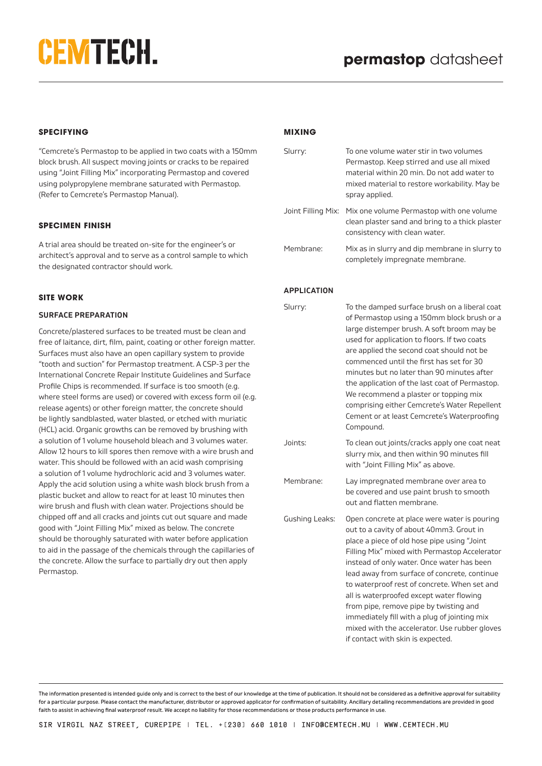# permastop datasheet

## SPECIFYING

"Cemcrete's Permastop to be applied in two coats with a 150mm block brush. All suspect moving joints or cracks to be repaired using "Joint Filling Mix" incorporating Permastop and covered using polypropylene membrane saturated with Permastop. (Refer to Cemcrete's Permastop Manual).

## SPECIMEN FINISH

A trial area should be treated on-site for the engineer's or architect's approval and to serve as a control sample to which the designated contractor should work.

## SITE WORK

### SURFACE PREPARATION

Concrete/plastered surfaces to be treated must be clean and free of laitance, dirt, film, paint, coating or other foreign matter. Surfaces must also have an open capillary system to provide "tooth and suction" for Permastop treatment. A CSP-3 per the International Concrete Repair Institute Guidelines and Surface Profile Chips is recommended. If surface is too smooth (e.g. where steel forms are used) or covered with excess form oil (e.g. release agents) or other foreign matter, the concrete should be lightly sandblasted, water blasted, or etched with muriatic (HCL) acid. Organic growths can be removed by brushing with a solution of 1 volume household bleach and 3 volumes water. Allow 12 hours to kill spores then remove with a wire brush and water. This should be followed with an acid wash comprising a solution of 1 volume hydrochloric acid and 3 volumes water. Apply the acid solution using a white wash block brush from a plastic bucket and allow to react for at least 10 minutes then wire brush and flush with clean water. Projections should be chipped off and all cracks and joints cut out square and made good with "Joint Filling Mix" mixed as below. The concrete should be thoroughly saturated with water before application to aid in the passage of the chemicals through the capillaries of the concrete. Allow the surface to partially dry out then apply Permastop.

## MIXING

| | |
|---|---|
| Slurry: | To one volume water stir in two volumes Permastop. Keep stirred and use all mixed material within 20 min. Do not add water to mixed material to restore workability. May be spray applied. |
| Joint Filling Mix: | Mix one volume Permastop with one volume clean plaster sand and bring to a thick plaster consistency with clean water. |
| Membrane: | Mix as in slurry and dip membrane in slurry to completely impregnate membrane. |

## APPLICATION

| | |
|---|---|
| Slurry: | To the damped surface brush on a liberal coat of Permastop using a 150mm block brush or a large distemper brush. A soft broom may be used for application to floors. If two coats are applied the second coat should not be commenced until the first has set for 30 minutes but no later than 90 minutes after the application of the last coat of Permastop. We recommend a plaster or topping mix comprising either Cemcrete's Water Repellent Cement or at least Cemcrete's Waterproofing Compound. |
| Joints: | To clean out joints/cracks apply one coat neat slurry mix, and then within 90 minutes fill with "Joint Filling Mix" as above. |
| Membrane: | Lay impregnated membrane over area to be covered and use paint brush to smooth out and flatten membrane. |
| Gushing Leaks: | Open concrete at place were water is pouring out to a cavity of about 40mm3. Grout in place a piece of old hose pipe using "Joint Filling Mix" mixed with Permastop Accelerator instead of only water. Once water has been lead away from surface of concrete, continue to waterproof rest of concrete. When set and all is waterproofed except water flowing from pipe, remove pipe by twisting and immediately fill with a plug of jointing mix mixed with the accelerator. Use rubber gloves if contact with skin is expected. |

The information presented is intended guide only and is correct to the best of our knowledge at the time of publication. It should not be considered as a definitive approval for suitability for a particular purpose. Please contact the manufacturer, distributor or approved applicator for confirmation of suitability. Ancillary detailing recommendations are provided in good faith to assist in achieving final waterproof result. We accept no liability for those recommendations or those products performance in use.

SIR VIRGIL NAZ STREET, CUREPIPE | TEL. +[230] 660 1010 | INFO@CEMTECH.MU | WWW.CEMTECH.MU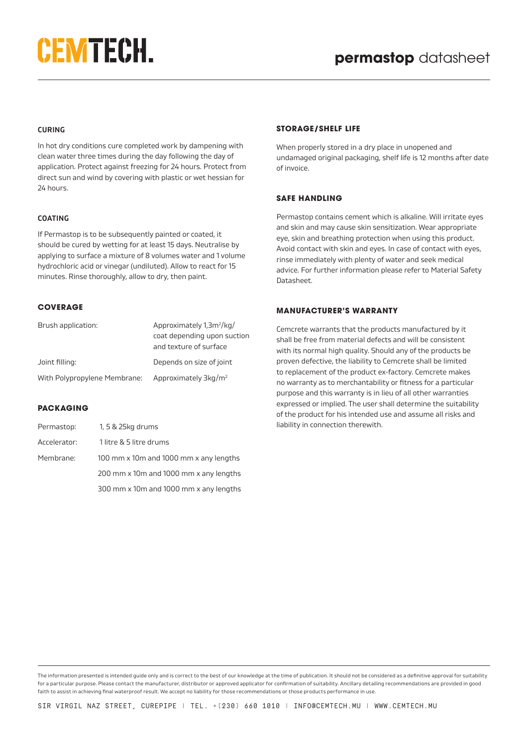## CURING

In hot dry conditions cure completed work by dampening with clean water three times during the day following the day of application. Protect against freezing for 24 hours. Protect from direct sun and wind by covering with plastic or wet hessian for 24 hours.

## COATING

If Permastop is to be subsequently painted or coated, it should be cured by wetting for at least 15 days. Neutralise by applying to surface a mixture of 8 volumes water and 1 volume hydrochloric acid or vinegar (undiluted). Allow to react for 15 minutes. Rinse thoroughly, allow to dry, then paint.

## COVERAGE

| | |
|---|---|
| Brush application: | Approximately 1,3m²/kg/ coat depending upon suction and texture of surface |
| Joint filling: | Depends on size of joint |
| With Polypropylene Membrane: | Approximately 3kg/m² |

## PACKAGING

| | |
|---|---|
| Permastop: | 1, 5 & 25kg drums |
| Accelerator: | 1 litre & 5 litre drums |
| Membrane: | 100 mm x 10m and 1000 mm x any lengths |
| | 200 mm x 10m and 1000 mm x any lengths |
| | 300 mm x 10m and 1000 mm x any lengths |

## STORAGE/SHELF LIFE

When properly stored in a dry place in unopened and undamaged original packaging, shelf life is 12 months after date of invoice.

## SAFE HANDLING

Permastop contains cement which is alkaline. Will irritate eyes and skin and may cause skin sensitization. Wear appropriate eye, skin and breathing protection when using this product. Avoid contact with skin and eyes. In case of contact with eyes, rinse immediately with plenty of water and seek medical advice. For further information please refer to Material Safety Datasheet.

## MANUFACTURER'S WARRANTY

Cemcrete warrants that the products manufactured by it shall be free from material defects and will be consistent with its normal high quality. Should any of the products be proven defective, the liability to Cemcrete shall be limited to replacement of the product ex-factory. Cemcrete makes no warranty as to merchantability or fitness for a particular purpose and this warranty is in lieu of all other warranties expressed or implied. The user shall determine the suitability of the product for his intended use and assume all risks and liability in connection therewith.

The information presented is intended guide only and is correct to the best of our knowledge at the time of publication. It should not be considered as a definitive approval for suitability for a particular purpose. Please contact the manufacturer, distributor or approved applicator for confirmation of suitability. Ancillary detailing recommendations are provided in good faith to assist in achieving final waterproof result. We accept no liability for those recommendations or those products performance in use.

SIR VIRGIL NAZ STREET, CUREPIPE | TEL. +[230] 660 1010 | INFO@CEMTECH.MU | WWW.CEMTECH.MU